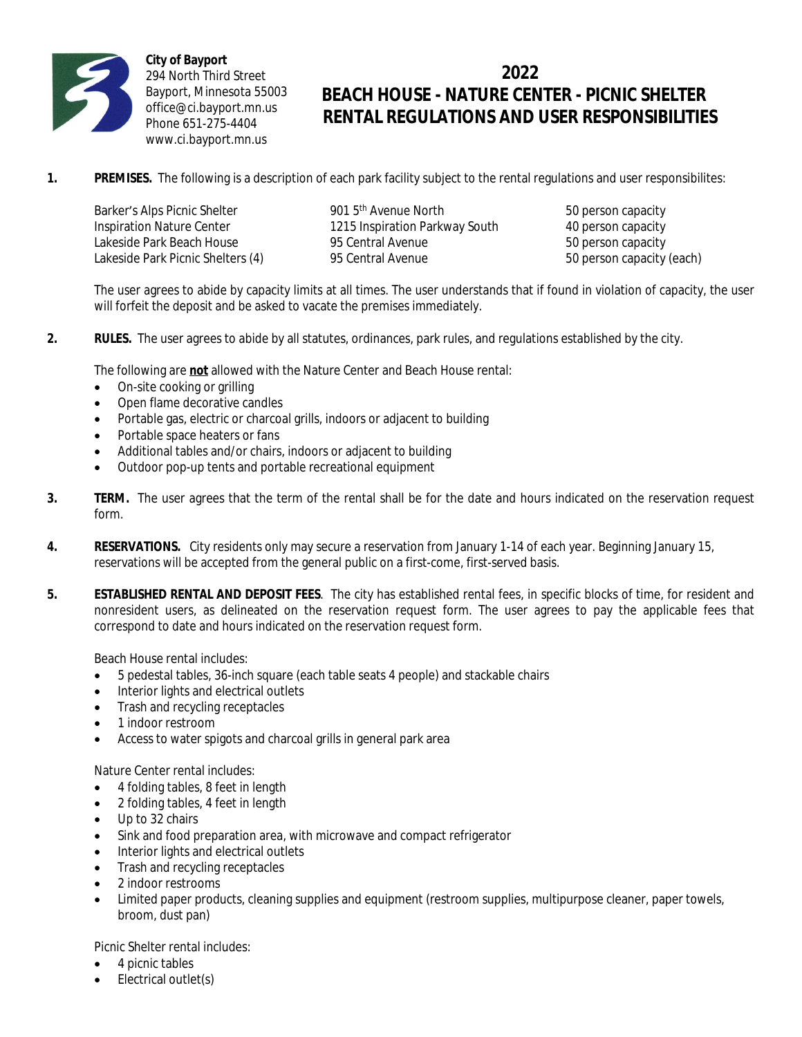**City of Bayport**
294 North Third Street
Bayport, Minnesota 55003
office@ci.bayport.mn.us
Phone 651-275-4404
www.ci.bayport.mn.us

# 2022
# BEACH HOUSE - NATURE CENTER - PICNIC SHELTER RENTAL REGULATIONS AND USER RESPONSIBILITIES

**1. PREMISES.** The following is a description of each park facility subject to the rental regulations and user responsibilites:

| | | |
|---|---|---|
| Barker's Alps Picnic Shelter | 901 5th Avenue North | 50 person capacity |
| Inspiration Nature Center | 1215 Inspiration Parkway South | 40 person capacity |
| Lakeside Park Beach House | 95 Central Avenue | 50 person capacity |
| Lakeside Park Picnic Shelters (4) | 95 Central Avenue | 50 person capacity (each) |

The user agrees to abide by capacity limits at all times. The user understands that if found in violation of capacity, the user will forfeit the deposit and be asked to vacate the premises immediately.

**2. RULES.** The user agrees to abide by all statutes, ordinances, park rules, and regulations established by the city.

The following are **not** allowed with the Nature Center and Beach House rental:

- On-site cooking or grilling
- Open flame decorative candles
- Portable gas, electric or charcoal grills, indoors or adjacent to building
- Portable space heaters or fans
- Additional tables and/or chairs, indoors or adjacent to building
- Outdoor pop-up tents and portable recreational equipment

**3. TERM.** The user agrees that the term of the rental shall be for the date and hours indicated on the reservation request form.

**4. RESERVATIONS.** City residents only may secure a reservation from January 1-14 of each year. Beginning January 15, reservations will be accepted from the general public on a first-come, first-served basis.

**5. ESTABLISHED RENTAL AND DEPOSIT FEES**. The city has established rental fees, in specific blocks of time, for resident and nonresident users, as delineated on the reservation request form. The user agrees to pay the applicable fees that correspond to date and hours indicated on the reservation request form.

Beach House rental includes:

- 5 pedestal tables, 36-inch square (each table seats 4 people) and stackable chairs
- Interior lights and electrical outlets
- Trash and recycling receptacles
- 1 indoor restroom
- Access to water spigots and charcoal grills in general park area

Nature Center rental includes:

- 4 folding tables, 8 feet in length
- 2 folding tables, 4 feet in length
- Up to 32 chairs
- Sink and food preparation area, with microwave and compact refrigerator
- Interior lights and electrical outlets
- Trash and recycling receptacles
- 2 indoor restrooms
- Limited paper products, cleaning supplies and equipment (restroom supplies, multipurpose cleaner, paper towels, broom, dust pan)

Picnic Shelter rental includes:

- 4 picnic tables
- Electrical outlet(s)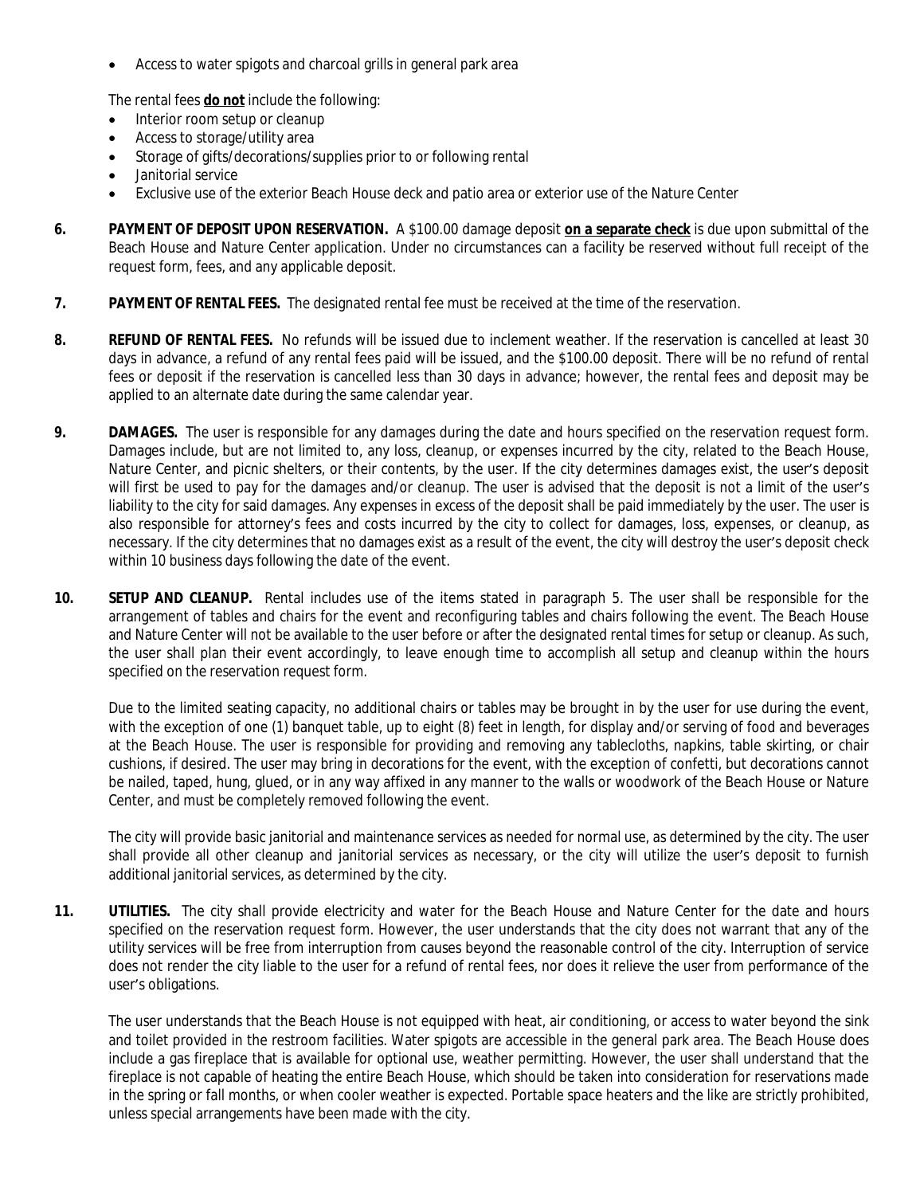- Access to water spigots and charcoal grills in general park area

The rental fees **do not** include the following:

- Interior room setup or cleanup
- Access to storage/utility area
- Storage of gifts/decorations/supplies prior to or following rental
- Janitorial service
- Exclusive use of the exterior Beach House deck and patio area or exterior use of the Nature Center

**6. PAYMENT OF DEPOSIT UPON RESERVATION.** A $100.00 damage deposit **on a separate check** is due upon submittal of the Beach House and Nature Center application. Under no circumstances can a facility be reserved without full receipt of the request form, fees, and any applicable deposit.

**7. PAYMENT OF RENTAL FEES.** The designated rental fee must be received at the time of the reservation.

**8. REFUND OF RENTAL FEES.** No refunds will be issued due to inclement weather. If the reservation is cancelled at least 30 days in advance, a refund of any rental fees paid will be issued, and the $100.00 deposit. There will be no refund of rental fees or deposit if the reservation is cancelled less than 30 days in advance; however, the rental fees and deposit may be applied to an alternate date during the same calendar year.

**9. DAMAGES.** The user is responsible for any damages during the date and hours specified on the reservation request form. Damages include, but are not limited to, any loss, cleanup, or expenses incurred by the city, related to the Beach House, Nature Center, and picnic shelters, or their contents, by the user. If the city determines damages exist, the user's deposit will first be used to pay for the damages and/or cleanup. The user is advised that the deposit is not a limit of the user's liability to the city for said damages. Any expenses in excess of the deposit shall be paid immediately by the user. The user is also responsible for attorney's fees and costs incurred by the city to collect for damages, loss, expenses, or cleanup, as necessary. If the city determines that no damages exist as a result of the event, the city will destroy the user's deposit check within 10 business days following the date of the event.

**10. SETUP AND CLEANUP.** Rental includes use of the items stated in paragraph 5. The user shall be responsible for the arrangement of tables and chairs for the event and reconfiguring tables and chairs following the event. The Beach House and Nature Center will not be available to the user before or after the designated rental times for setup or cleanup. As such, the user shall plan their event accordingly, to leave enough time to accomplish all setup and cleanup within the hours specified on the reservation request form.

Due to the limited seating capacity, no additional chairs or tables may be brought in by the user for use during the event, with the exception of one (1) banquet table, up to eight (8) feet in length, for display and/or serving of food and beverages at the Beach House. The user is responsible for providing and removing any tablecloths, napkins, table skirting, or chair cushions, if desired. The user may bring in decorations for the event, with the exception of confetti, but decorations cannot be nailed, taped, hung, glued, or in any way affixed in any manner to the walls or woodwork of the Beach House or Nature Center, and must be completely removed following the event.

The city will provide basic janitorial and maintenance services as needed for normal use, as determined by the city. The user shall provide all other cleanup and janitorial services as necessary, or the city will utilize the user's deposit to furnish additional janitorial services, as determined by the city.

**11. UTILITIES.** The city shall provide electricity and water for the Beach House and Nature Center for the date and hours specified on the reservation request form. However, the user understands that the city does not warrant that any of the utility services will be free from interruption from causes beyond the reasonable control of the city. Interruption of service does not render the city liable to the user for a refund of rental fees, nor does it relieve the user from performance of the user's obligations.

The user understands that the Beach House is not equipped with heat, air conditioning, or access to water beyond the sink and toilet provided in the restroom facilities. Water spigots are accessible in the general park area. The Beach House does include a gas fireplace that is available for optional use, weather permitting. However, the user shall understand that the fireplace is not capable of heating the entire Beach House, which should be taken into consideration for reservations made in the spring or fall months, or when cooler weather is expected. Portable space heaters and the like are strictly prohibited, unless special arrangements have been made with the city.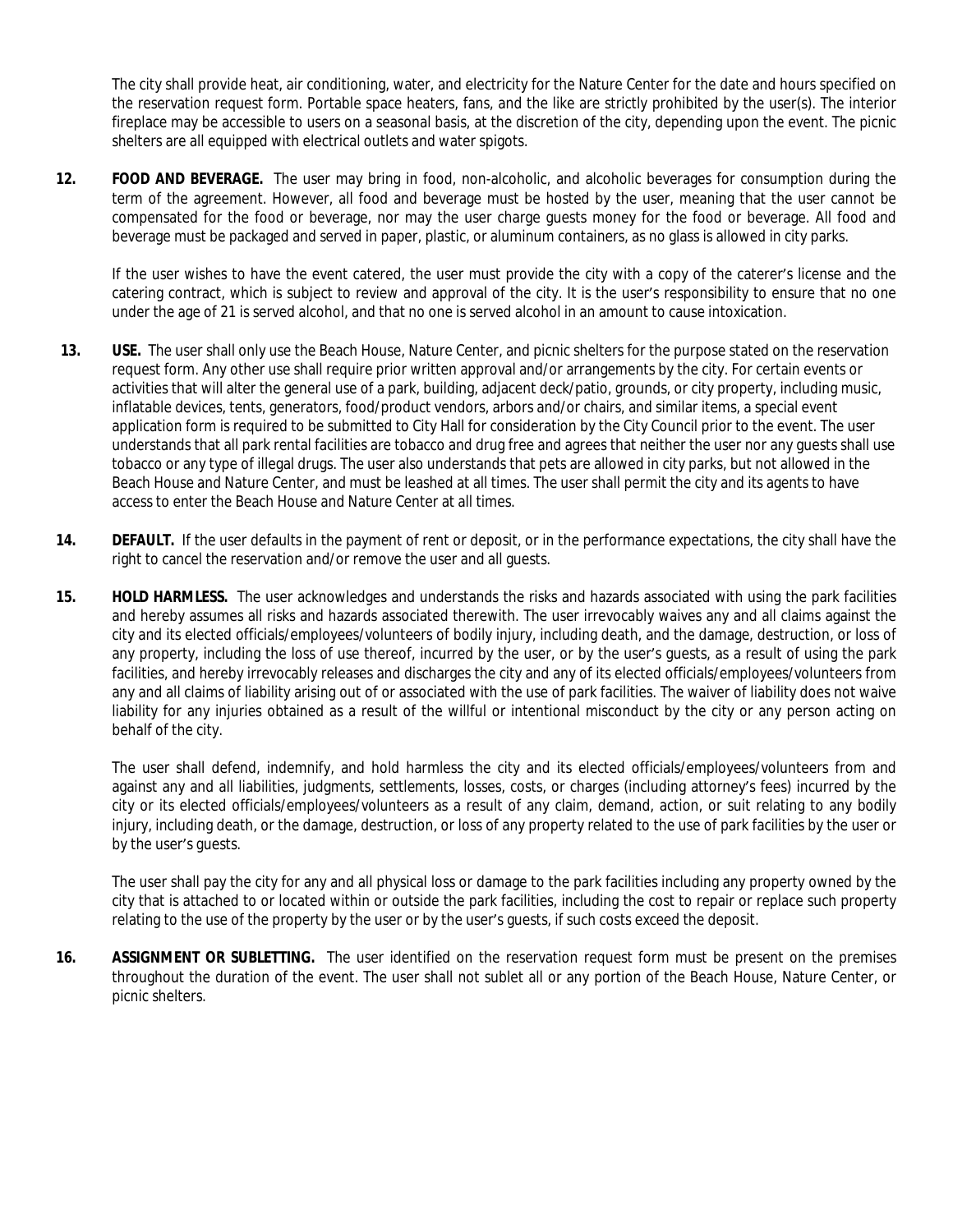The city shall provide heat, air conditioning, water, and electricity for the Nature Center for the date and hours specified on the reservation request form. Portable space heaters, fans, and the like are strictly prohibited by the user(s). The interior fireplace may be accessible to users on a seasonal basis, at the discretion of the city, depending upon the event. The picnic shelters are all equipped with electrical outlets and water spigots.

**12. FOOD AND BEVERAGE.** The user may bring in food, non-alcoholic, and alcoholic beverages for consumption during the term of the agreement. However, all food and beverage must be hosted by the user, meaning that the user cannot be compensated for the food or beverage, nor may the user charge guests money for the food or beverage. All food and beverage must be packaged and served in paper, plastic, or aluminum containers, as no glass is allowed in city parks.

If the user wishes to have the event catered, the user must provide the city with a copy of the caterer's license and the catering contract, which is subject to review and approval of the city. It is the user's responsibility to ensure that no one under the age of 21 is served alcohol, and that no one is served alcohol in an amount to cause intoxication.

**13. USE.** The user shall only use the Beach House, Nature Center, and picnic shelters for the purpose stated on the reservation request form. Any other use shall require prior written approval and/or arrangements by the city. For certain events or activities that will alter the general use of a park, building, adjacent deck/patio, grounds, or city property, including music, inflatable devices, tents, generators, food/product vendors, arbors and/or chairs, and similar items, a special event application form is required to be submitted to City Hall for consideration by the City Council prior to the event. The user understands that all park rental facilities are tobacco and drug free and agrees that neither the user nor any guests shall use tobacco or any type of illegal drugs. The user also understands that pets are allowed in city parks, but not allowed in the Beach House and Nature Center, and must be leashed at all times. The user shall permit the city and its agents to have access to enter the Beach House and Nature Center at all times.

**14. DEFAULT.** If the user defaults in the payment of rent or deposit, or in the performance expectations, the city shall have the right to cancel the reservation and/or remove the user and all guests.

**15. HOLD HARMLESS.** The user acknowledges and understands the risks and hazards associated with using the park facilities and hereby assumes all risks and hazards associated therewith. The user irrevocably waives any and all claims against the city and its elected officials/employees/volunteers of bodily injury, including death, and the damage, destruction, or loss of any property, including the loss of use thereof, incurred by the user, or by the user's guests, as a result of using the park facilities, and hereby irrevocably releases and discharges the city and any of its elected officials/employees/volunteers from any and all claims of liability arising out of or associated with the use of park facilities. The waiver of liability does not waive liability for any injuries obtained as a result of the willful or intentional misconduct by the city or any person acting on behalf of the city.

The user shall defend, indemnify, and hold harmless the city and its elected officials/employees/volunteers from and against any and all liabilities, judgments, settlements, losses, costs, or charges (including attorney's fees) incurred by the city or its elected officials/employees/volunteers as a result of any claim, demand, action, or suit relating to any bodily injury, including death, or the damage, destruction, or loss of any property related to the use of park facilities by the user or by the user's guests.

The user shall pay the city for any and all physical loss or damage to the park facilities including any property owned by the city that is attached to or located within or outside the park facilities, including the cost to repair or replace such property relating to the use of the property by the user or by the user's guests, if such costs exceed the deposit.

**16. ASSIGNMENT OR SUBLETTING.** The user identified on the reservation request form must be present on the premises throughout the duration of the event. The user shall not sublet all or any portion of the Beach House, Nature Center, or picnic shelters.